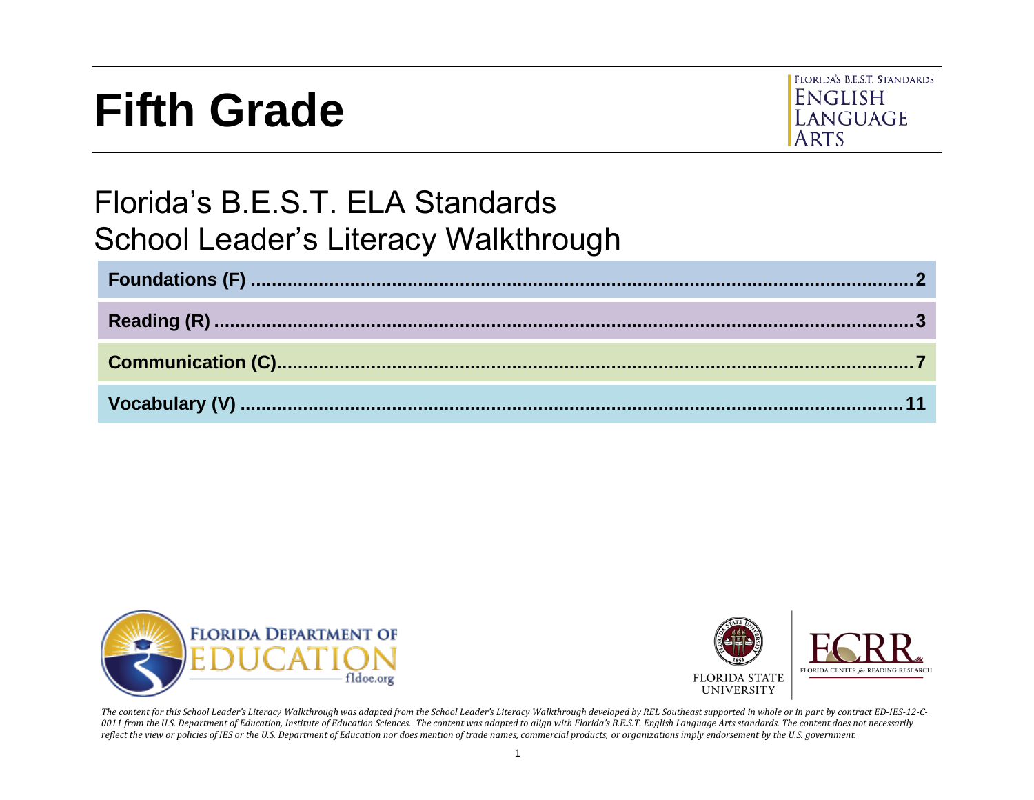# Fifth Grade

FLORIDA'S B.E.S.T. STANDARDS
ENGLISH LANGUAGE ARTS

## Florida's B.E.S.T. ELA Standards
## School Leader's Literacy Walkthrough

**Foundations (F) .......................................................................................................... 2**

**Reading (R) .................................................................................................................. 3**

**Communication (C)........................................................................................................ 7**

**Vocabulary (V) ............................................................................................................ 11**

*The content for this School Leader's Literacy Walkthrough was adapted from the School Leader's Literacy Walkthrough developed by REL Southeast supported in whole or in part by contract ED-IES-12-C-0011 from the U.S. Department of Education, Institute of Education Sciences. The content was adapted to align with Florida's B.E.S.T. English Language Arts standards. The content does not necessarily reflect the view or policies of IES or the U.S. Department of Education nor does mention of trade names, commercial products, or organizations imply endorsement by the U.S. government.*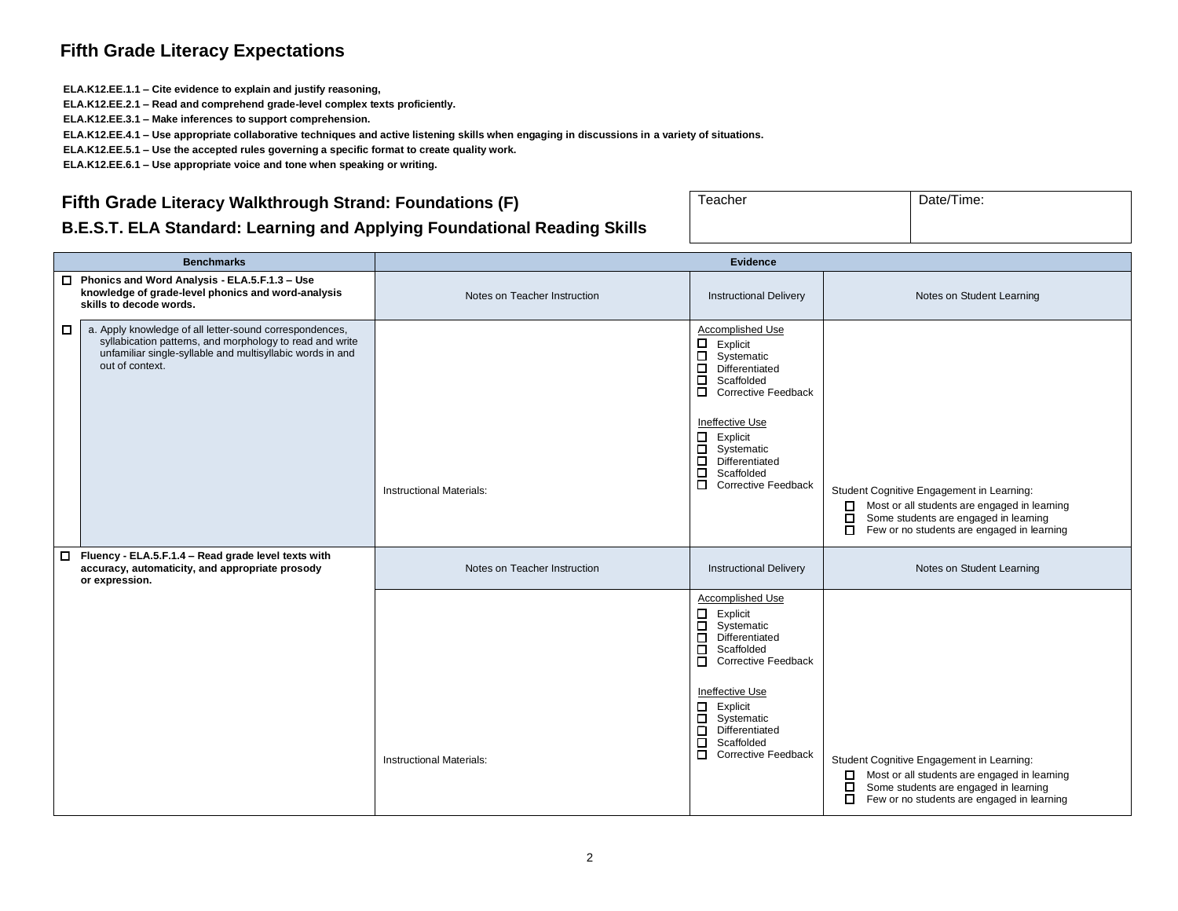## Fifth Grade Literacy Expectations

**ELA.K12.EE.1.1 – Cite evidence to explain and justify reasoning,**
**ELA.K12.EE.2.1 – Read and comprehend grade-level complex texts proficiently.**
**ELA.K12.EE.3.1 – Make inferences to support comprehension.**
**ELA.K12.EE.4.1 – Use appropriate collaborative techniques and active listening skills when engaging in discussions in a variety of situations.**
**ELA.K12.EE.5.1 – Use the accepted rules governing a specific format to create quality work.**
**ELA.K12.EE.6.1 – Use appropriate voice and tone when speaking or writing.**

### Fifth Grade Literacy Walkthrough Strand: Foundations (F)

### B.E.S.T. ELA Standard: Learning and Applying Foundational Reading Skills

| Teacher | Date/Time: |
|---|---|
| | |

| Benchmarks | | Evidence | | |
|---|---|---|---|---|
| ☐ **Phonics and Word Analysis - ELA.5.F.1.3 – Use knowledge of grade-level phonics and word-analysis skills to decode words.** | | Notes on Teacher Instruction | Instructional Delivery | Notes on Student Learning |
| ☐ | a. Apply knowledge of all letter-sound correspondences, syllabication patterns, and morphology to read and write unfamiliar single-syllable and multisyllabic words in and out of context. | Instructional Materials: | Accomplished Use<br>☐ Explicit<br>☐ Systematic<br>☐ Differentiated<br>☐ Scaffolded<br>☐ Corrective Feedback<br><br>Ineffective Use<br>☐ Explicit<br>☐ Systematic<br>☐ Differentiated<br>☐ Scaffolded<br>☐ Corrective Feedback | Student Cognitive Engagement in Learning:<br>☐ Most or all students are engaged in learning<br>☐ Some students are engaged in learning<br>☐ Few or no students are engaged in learning |
| ☐ **Fluency - ELA.5.F.1.4 – Read grade level texts with accuracy, automaticity, and appropriate prosody or expression.** | | Notes on Teacher Instruction | Instructional Delivery | Notes on Student Learning |
| | | Instructional Materials: | Accomplished Use<br>☐ Explicit<br>☐ Systematic<br>☐ Differentiated<br>☐ Scaffolded<br>☐ Corrective Feedback<br><br>Ineffective Use<br>☐ Explicit<br>☐ Systematic<br>☐ Differentiated<br>☐ Scaffolded<br>☐ Corrective Feedback | Student Cognitive Engagement in Learning:<br>☐ Most or all students are engaged in learning<br>☐ Some students are engaged in learning<br>☐ Few or no students are engaged in learning |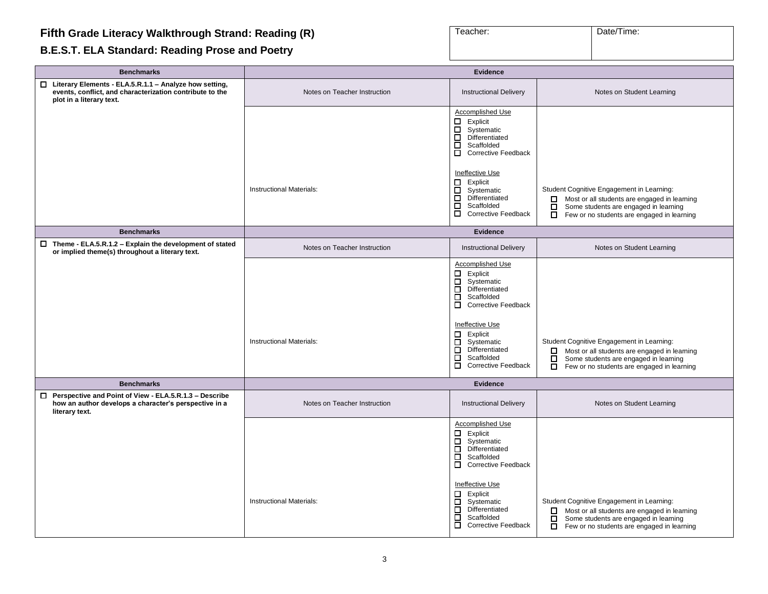# Fifth Grade Literacy Walkthrough Strand: Reading (R)

## B.E.S.T. ELA Standard: Reading Prose and Poetry

| Teacher: | Date/Time: |
|---|---|
| | |

| Benchmarks | Evidence | | |
|---|---|---|---|
| ☐ **Literary Elements - ELA.5.R.1.1 – Analyze how setting, events, conflict, and characterization contribute to the plot in a literary text.** | Notes on Teacher Instruction | Instructional Delivery | Notes on Student Learning |
| | Instructional Materials: | Accomplished Use<br>☐ Explicit<br>☐ Systematic<br>☐ Differentiated<br>☐ Scaffolded<br>☐ Corrective Feedback<br><br>Ineffective Use<br>☐ Explicit<br>☐ Systematic<br>☐ Differentiated<br>☐ Scaffolded<br>☐ Corrective Feedback | Student Cognitive Engagement in Learning:<br>☐ Most or all students are engaged in learning<br>☐ Some students are engaged in learning<br>☐ Few or no students are engaged in learning |

| Benchmarks | Evidence | | |
|---|---|---|---|
| ☐ **Theme - ELA.5.R.1.2 – Explain the development of stated or implied theme(s) throughout a literary text.** | Notes on Teacher Instruction | Instructional Delivery | Notes on Student Learning |
| | Instructional Materials: | Accomplished Use<br>☐ Explicit<br>☐ Systematic<br>☐ Differentiated<br>☐ Scaffolded<br>☐ Corrective Feedback<br><br>Ineffective Use<br>☐ Explicit<br>☐ Systematic<br>☐ Differentiated<br>☐ Scaffolded<br>☐ Corrective Feedback | Student Cognitive Engagement in Learning:<br>☐ Most or all students are engaged in learning<br>☐ Some students are engaged in learning<br>☐ Few or no students are engaged in learning |

| Benchmarks | Evidence | | |
|---|---|---|---|
| ☐ **Perspective and Point of View - ELA.5.R.1.3 – Describe how an author develops a character's perspective in a literary text.** | Notes on Teacher Instruction | Instructional Delivery | Notes on Student Learning |
| | Instructional Materials: | Accomplished Use<br>☐ Explicit<br>☐ Systematic<br>☐ Differentiated<br>☐ Scaffolded<br>☐ Corrective Feedback<br><br>Ineffective Use<br>☐ Explicit<br>☐ Systematic<br>☐ Differentiated<br>☐ Scaffolded<br>☐ Corrective Feedback | Student Cognitive Engagement in Learning:<br>☐ Most or all students are engaged in learning<br>☐ Some students are engaged in learning<br>☐ Few or no students are engaged in learning |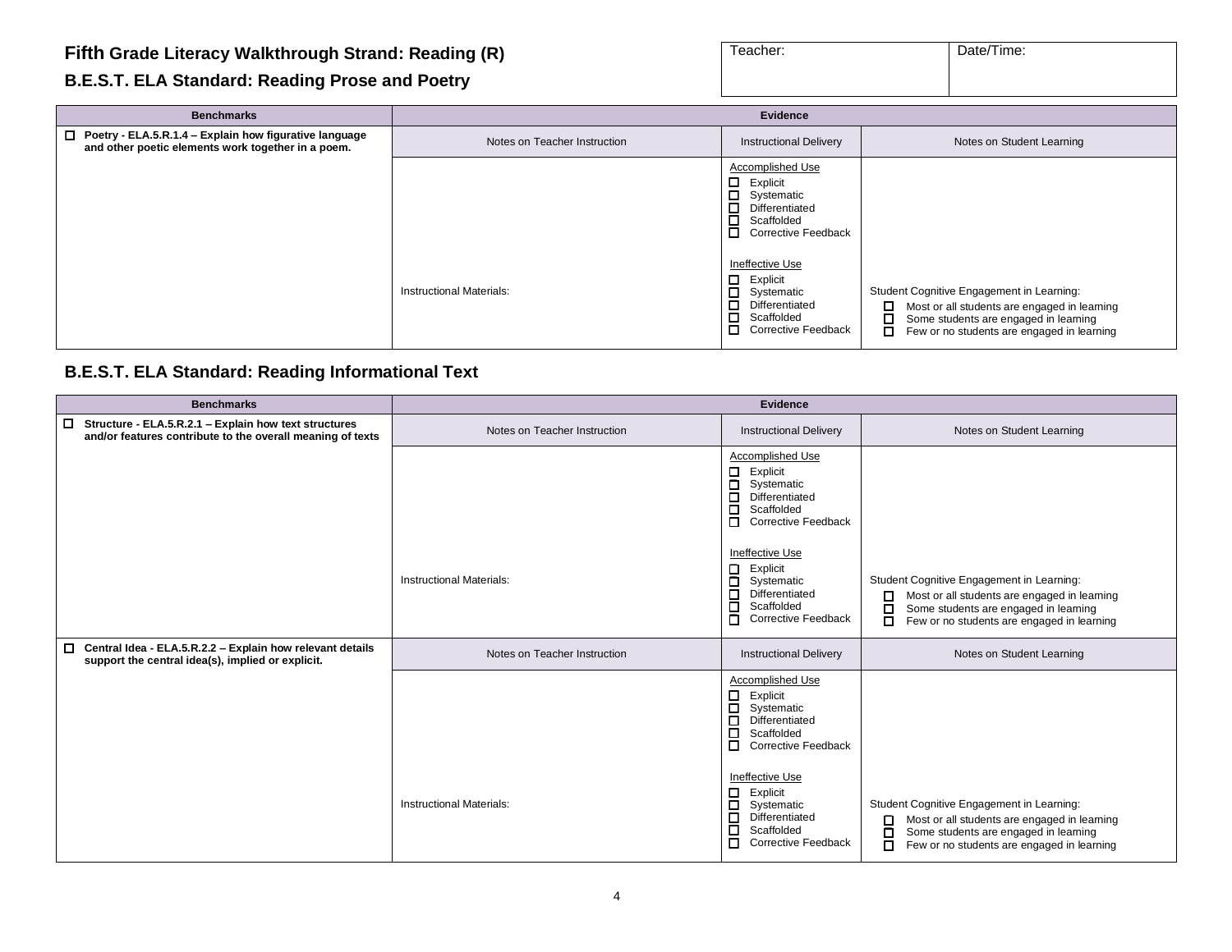# Fifth Grade Literacy Walkthrough Strand: Reading (R)

## B.E.S.T. ELA Standard: Reading Prose and Poetry

| Teacher: | Date/Time: |
|---|---|
| | |

| Benchmarks | Evidence | | |
|---|---|---|---|
| ☐ **Poetry - ELA.5.R.1.4 – Explain how figurative language and other poetic elements work together in a poem.** | Notes on Teacher Instruction | Instructional Delivery | Notes on Student Learning |
| | Instructional Materials: | Accomplished Use<br>☐ Explicit<br>☐ Systematic<br>☐ Differentiated<br>☐ Scaffolded<br>☐ Corrective Feedback<br><br>Ineffective Use<br>☐ Explicit<br>☐ Systematic<br>☐ Differentiated<br>☐ Scaffolded<br>☐ Corrective Feedback | Student Cognitive Engagement in Learning:<br>☐ Most or all students are engaged in learning<br>☐ Some students are engaged in learning<br>☐ Few or no students are engaged in learning |

## B.E.S.T. ELA Standard: Reading Informational Text

| Benchmarks | Evidence | | |
|---|---|---|---|
| ☐ **Structure - ELA.5.R.2.1 – Explain how text structures and/or features contribute to the overall meaning of texts** | Notes on Teacher Instruction | Instructional Delivery | Notes on Student Learning |
| | Instructional Materials: | Accomplished Use<br>☐ Explicit<br>☐ Systematic<br>☐ Differentiated<br>☐ Scaffolded<br>☐ Corrective Feedback<br><br>Ineffective Use<br>☐ Explicit<br>☐ Systematic<br>☐ Differentiated<br>☐ Scaffolded<br>☐ Corrective Feedback | Student Cognitive Engagement in Learning:<br>☐ Most or all students are engaged in learning<br>☐ Some students are engaged in learning<br>☐ Few or no students are engaged in learning |
| ☐ **Central Idea - ELA.5.R.2.2 – Explain how relevant details support the central idea(s), implied or explicit.** | Notes on Teacher Instruction | Instructional Delivery | Notes on Student Learning |
| | Instructional Materials: | Accomplished Use<br>☐ Explicit<br>☐ Systematic<br>☐ Differentiated<br>☐ Scaffolded<br>☐ Corrective Feedback<br><br>Ineffective Use<br>☐ Explicit<br>☐ Systematic<br>☐ Differentiated<br>☐ Scaffolded<br>☐ Corrective Feedback | Student Cognitive Engagement in Learning:<br>☐ Most or all students are engaged in learning<br>☐ Some students are engaged in learning<br>☐ Few or no students are engaged in learning |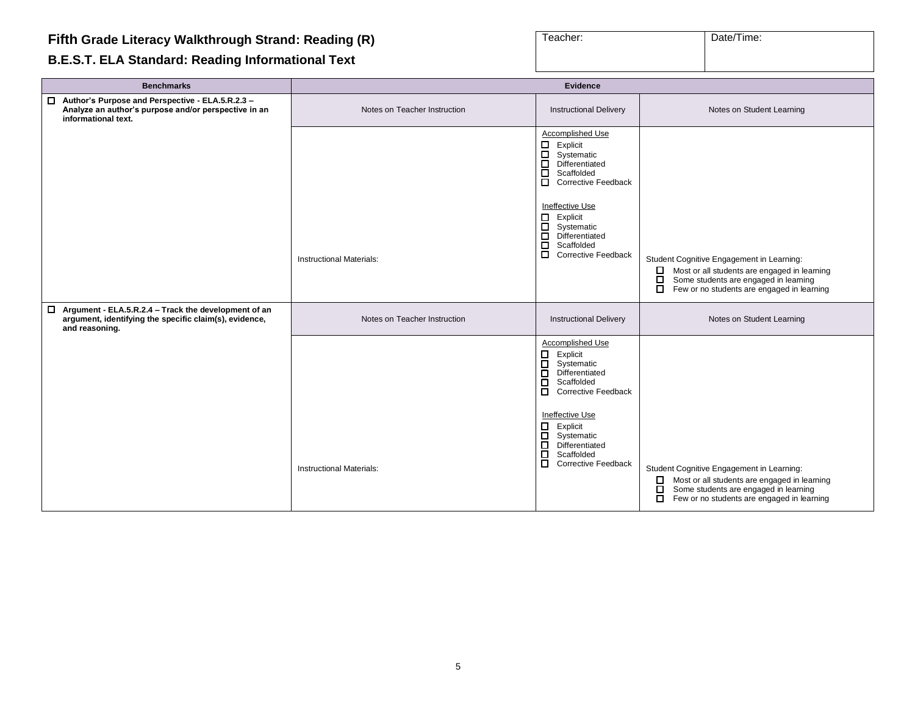# Fifth Grade Literacy Walkthrough Strand: Reading (R)

## B.E.S.T. ELA Standard: Reading Informational Text

| Teacher: | Date/Time: |
|---|---|
| | |

| Benchmarks | Evidence | | |
|---|---|---|---|
| ☐ **Author's Purpose and Perspective - ELA.5.R.2.3 – Analyze an author's purpose and/or perspective in an informational text.** | Notes on Teacher Instruction | Instructional Delivery | Notes on Student Learning |
| | Instructional Materials: | Accomplished Use<br>☐ Explicit<br>☐ Systematic<br>☐ Differentiated<br>☐ Scaffolded<br>☐ Corrective Feedback<br><br>Ineffective Use<br>☐ Explicit<br>☐ Systematic<br>☐ Differentiated<br>☐ Scaffolded<br>☐ Corrective Feedback | Student Cognitive Engagement in Learning:<br>☐ Most or all students are engaged in learning<br>☐ Some students are engaged in learning<br>☐ Few or no students are engaged in learning |
| ☐ **Argument - ELA.5.R.2.4 – Track the development of an argument, identifying the specific claim(s), evidence, and reasoning.** | Notes on Teacher Instruction | Instructional Delivery | Notes on Student Learning |
| | Instructional Materials: | Accomplished Use<br>☐ Explicit<br>☐ Systematic<br>☐ Differentiated<br>☐ Scaffolded<br>☐ Corrective Feedback<br><br>Ineffective Use<br>☐ Explicit<br>☐ Systematic<br>☐ Differentiated<br>☐ Scaffolded<br>☐ Corrective Feedback | Student Cognitive Engagement in Learning:<br>☐ Most or all students are engaged in learning<br>☐ Some students are engaged in learning<br>☐ Few or no students are engaged in learning |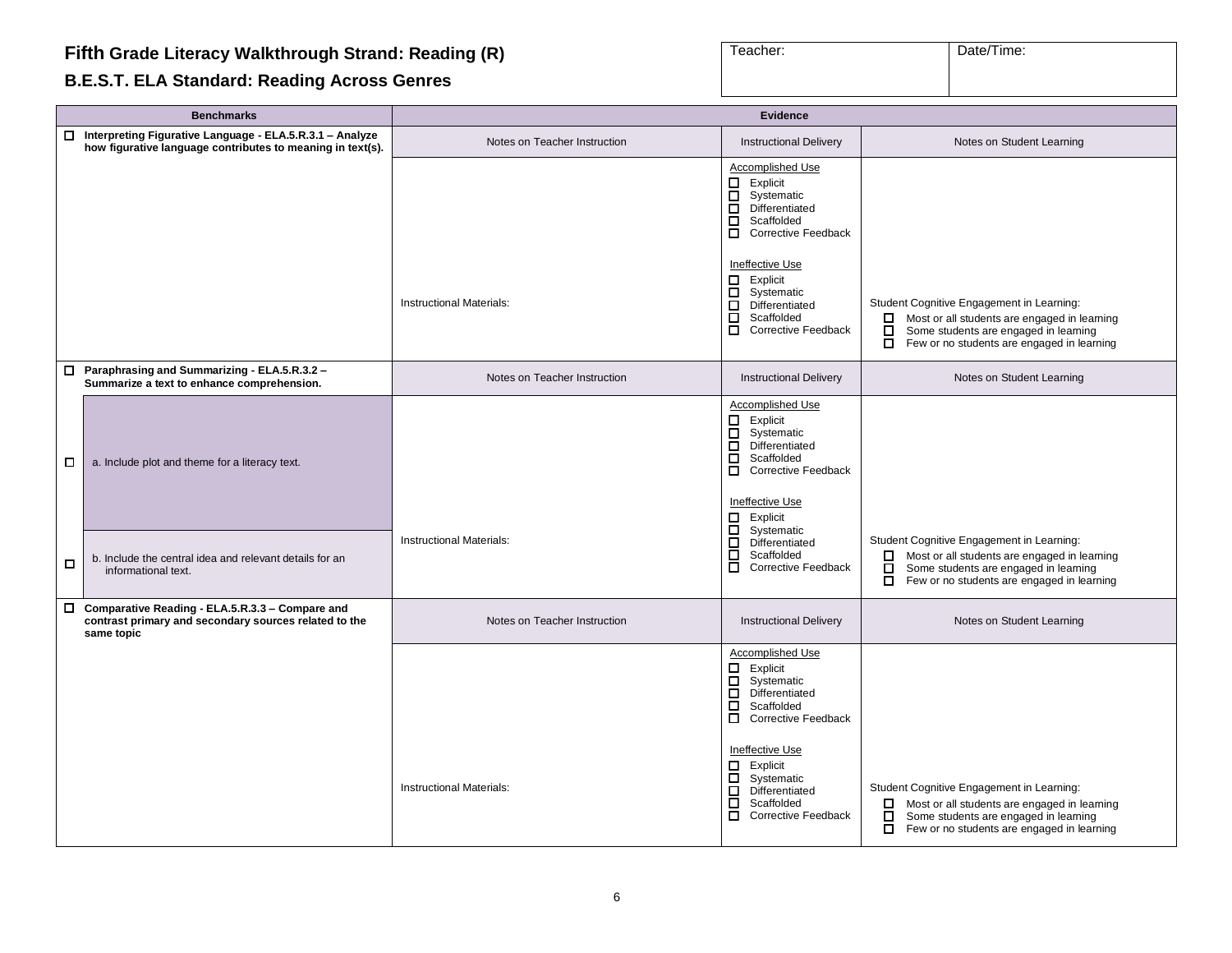## Fifth Grade Literacy Walkthrough Strand: Reading (R)

### B.E.S.T. ELA Standard: Reading Across Genres

| Teacher: | Date/Time: |
|---|---|
| | |

| Benchmarks | Evidence | | |
|---|---|---|---|
| ☐ **Interpreting Figurative Language - ELA.5.R.3.1 – Analyze how figurative language contributes to meaning in text(s).** | Notes on Teacher Instruction | Instructional Delivery | Notes on Student Learning |
| | Instructional Materials: | Accomplished Use<br>☐ Explicit<br>☐ Systematic<br>☐ Differentiated<br>☐ Scaffolded<br>☐ Corrective Feedback<br><br>Ineffective Use<br>☐ Explicit<br>☐ Systematic<br>☐ Differentiated<br>☐ Scaffolded<br>☐ Corrective Feedback | Student Cognitive Engagement in Learning:<br>☐ Most or all students are engaged in learning<br>☐ Some students are engaged in learning<br>☐ Few or no students are engaged in learning |
| ☐ **Paraphrasing and Summarizing - ELA.5.R.3.2 – Summarize a text to enhance comprehension.** | Notes on Teacher Instruction | Instructional Delivery | Notes on Student Learning |
| ☐ a. Include plot and theme for a literacy text.<br><br>☐ b. Include the central idea and relevant details for an informational text. | Instructional Materials: | Accomplished Use<br>☐ Explicit<br>☐ Systematic<br>☐ Differentiated<br>☐ Scaffolded<br>☐ Corrective Feedback<br><br>Ineffective Use<br>☐ Explicit<br>☐ Systematic<br>☐ Differentiated<br>☐ Scaffolded<br>☐ Corrective Feedback | Student Cognitive Engagement in Learning:<br>☐ Most or all students are engaged in learning<br>☐ Some students are engaged in learning<br>☐ Few or no students are engaged in learning |
| ☐ **Comparative Reading - ELA.5.R.3.3 – Compare and contrast primary and secondary sources related to the same topic** | Notes on Teacher Instruction | Instructional Delivery | Notes on Student Learning |
| | Instructional Materials: | Accomplished Use<br>☐ Explicit<br>☐ Systematic<br>☐ Differentiated<br>☐ Scaffolded<br>☐ Corrective Feedback<br><br>Ineffective Use<br>☐ Explicit<br>☐ Systematic<br>☐ Differentiated<br>☐ Scaffolded<br>☐ Corrective Feedback | Student Cognitive Engagement in Learning:<br>☐ Most or all students are engaged in learning<br>☐ Some students are engaged in learning<br>☐ Few or no students are engaged in learning |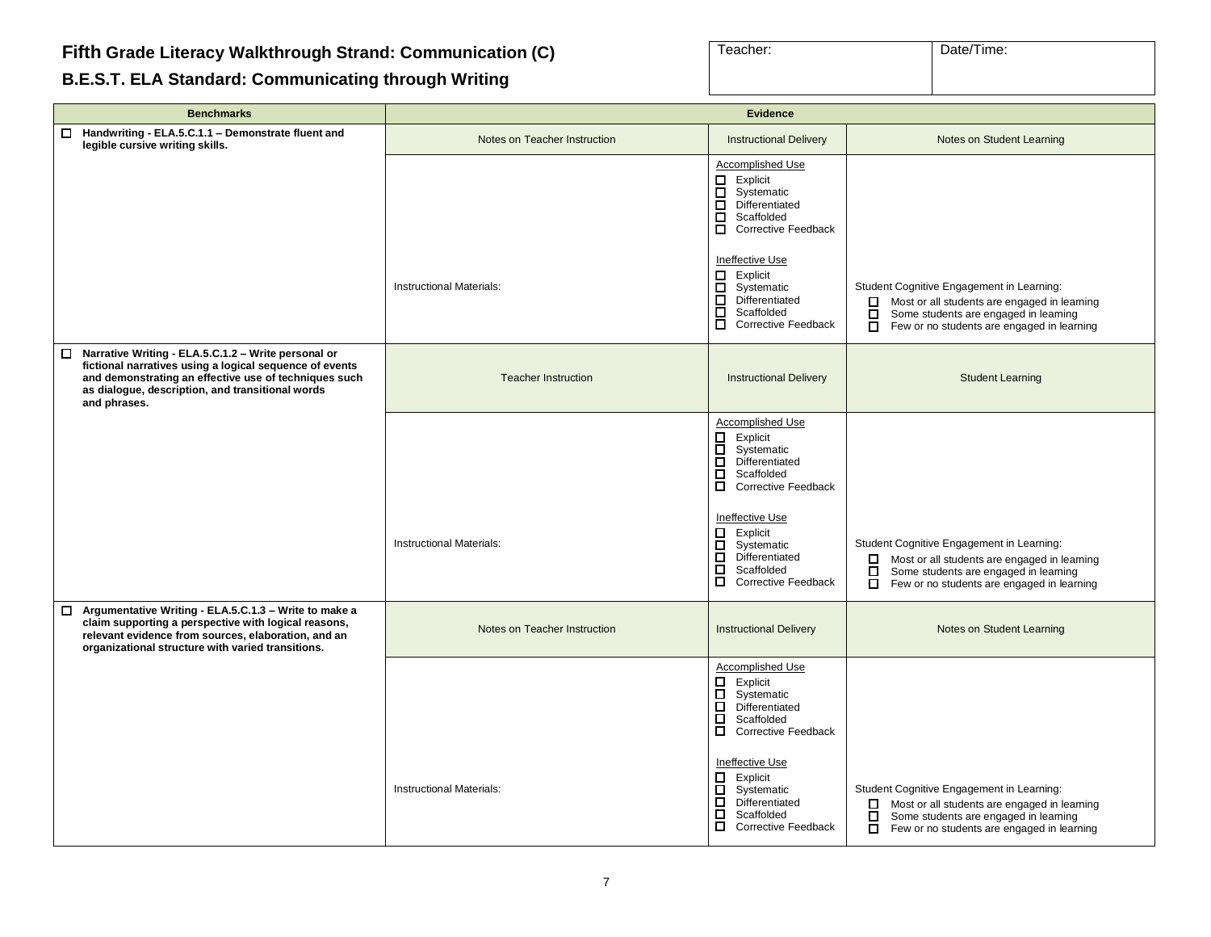## Fifth Grade Literacy Walkthrough Strand: Communication (C)

### B.E.S.T. ELA Standard: Communicating through Writing

| Teacher: | Date/Time: |
|---|---|
| | |

| Benchmarks | Evidence | | |
|---|---|---|---|
| ☐ **Handwriting - ELA.5.C.1.1 – Demonstrate fluent and legible cursive writing skills.** | Notes on Teacher Instruction | Instructional Delivery | Notes on Student Learning |
| | Instructional Materials: | Accomplished Use<br>☐ Explicit<br>☐ Systematic<br>☐ Differentiated<br>☐ Scaffolded<br>☐ Corrective Feedback<br><br>Ineffective Use<br>☐ Explicit<br>☐ Systematic<br>☐ Differentiated<br>☐ Scaffolded<br>☐ Corrective Feedback | Student Cognitive Engagement in Learning:<br>☐ Most or all students are engaged in learning<br>☐ Some students are engaged in learning<br>☐ Few or no students are engaged in learning |
| ☐ **Narrative Writing - ELA.5.C.1.2 – Write personal or fictional narratives using a logical sequence of events and demonstrating an effective use of techniques such as dialogue, description, and transitional words and phrases.** | Teacher Instruction | Instructional Delivery | Student Learning |
| | Instructional Materials: | Accomplished Use<br>☐ Explicit<br>☐ Systematic<br>☐ Differentiated<br>☐ Scaffolded<br>☐ Corrective Feedback<br><br>Ineffective Use<br>☐ Explicit<br>☐ Systematic<br>☐ Differentiated<br>☐ Scaffolded<br>☐ Corrective Feedback | Student Cognitive Engagement in Learning:<br>☐ Most or all students are engaged in learning<br>☐ Some students are engaged in learning<br>☐ Few or no students are engaged in learning |
| ☐ **Argumentative Writing - ELA.5.C.1.3 – Write to make a claim supporting a perspective with logical reasons, relevant evidence from sources, elaboration, and an organizational structure with varied transitions.** | Notes on Teacher Instruction | Instructional Delivery | Notes on Student Learning |
| | Instructional Materials: | Accomplished Use<br>☐ Explicit<br>☐ Systematic<br>☐ Differentiated<br>☐ Scaffolded<br>☐ Corrective Feedback<br><br>Ineffective Use<br>☐ Explicit<br>☐ Systematic<br>☐ Differentiated<br>☐ Scaffolded<br>☐ Corrective Feedback | Student Cognitive Engagement in Learning:<br>☐ Most or all students are engaged in learning<br>☐ Some students are engaged in learning<br>☐ Few or no students are engaged in learning |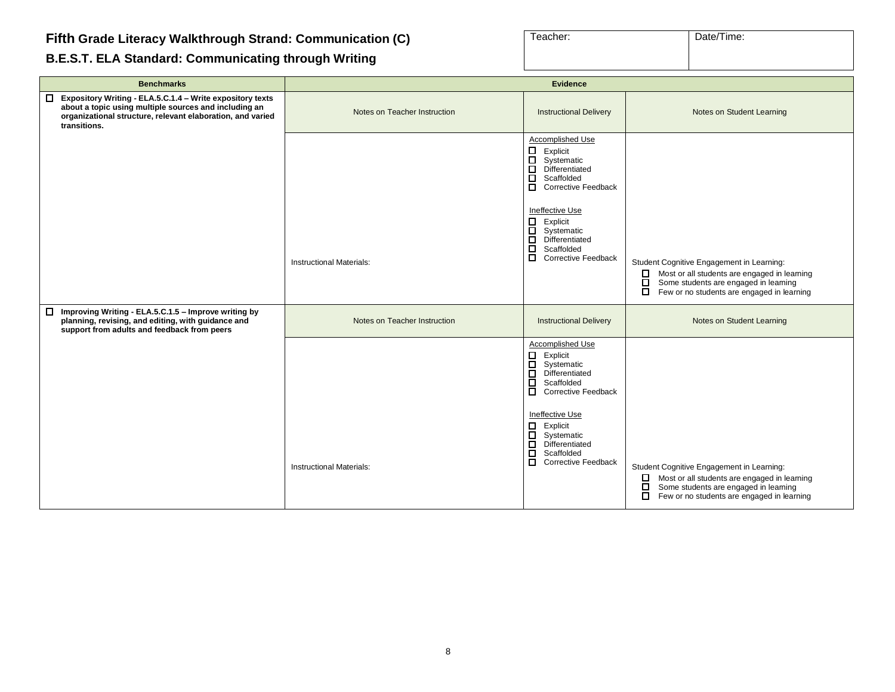# Fifth Grade Literacy Walkthrough Strand: Communication (C)

## B.E.S.T. ELA Standard: Communicating through Writing

| Teacher: | Date/Time: |
|---|---|
| | |

| Benchmarks | Evidence | | |
|---|---|---|---|
| ☐ **Expository Writing - ELA.5.C.1.4 – Write expository texts about a topic using multiple sources and including an organizational structure, relevant elaboration, and varied transitions.** | Notes on Teacher Instruction | Instructional Delivery | Notes on Student Learning |
| | Instructional Materials: | Accomplished Use<br>☐ Explicit<br>☐ Systematic<br>☐ Differentiated<br>☐ Scaffolded<br>☐ Corrective Feedback<br><br>Ineffective Use<br>☐ Explicit<br>☐ Systematic<br>☐ Differentiated<br>☐ Scaffolded<br>☐ Corrective Feedback | Student Cognitive Engagement in Learning:<br>☐ Most or all students are engaged in learning<br>☐ Some students are engaged in learning<br>☐ Few or no students are engaged in learning |
| ☐ **Improving Writing - ELA.5.C.1.5 – Improve writing by planning, revising, and editing, with guidance and support from adults and feedback from peers** | Notes on Teacher Instruction | Instructional Delivery | Notes on Student Learning |
| | Instructional Materials: | Accomplished Use<br>☐ Explicit<br>☐ Systematic<br>☐ Differentiated<br>☐ Scaffolded<br>☐ Corrective Feedback<br><br>Ineffective Use<br>☐ Explicit<br>☐ Systematic<br>☐ Differentiated<br>☐ Scaffolded<br>☐ Corrective Feedback | Student Cognitive Engagement in Learning:<br>☐ Most or all students are engaged in learning<br>☐ Some students are engaged in learning<br>☐ Few or no students are engaged in learning |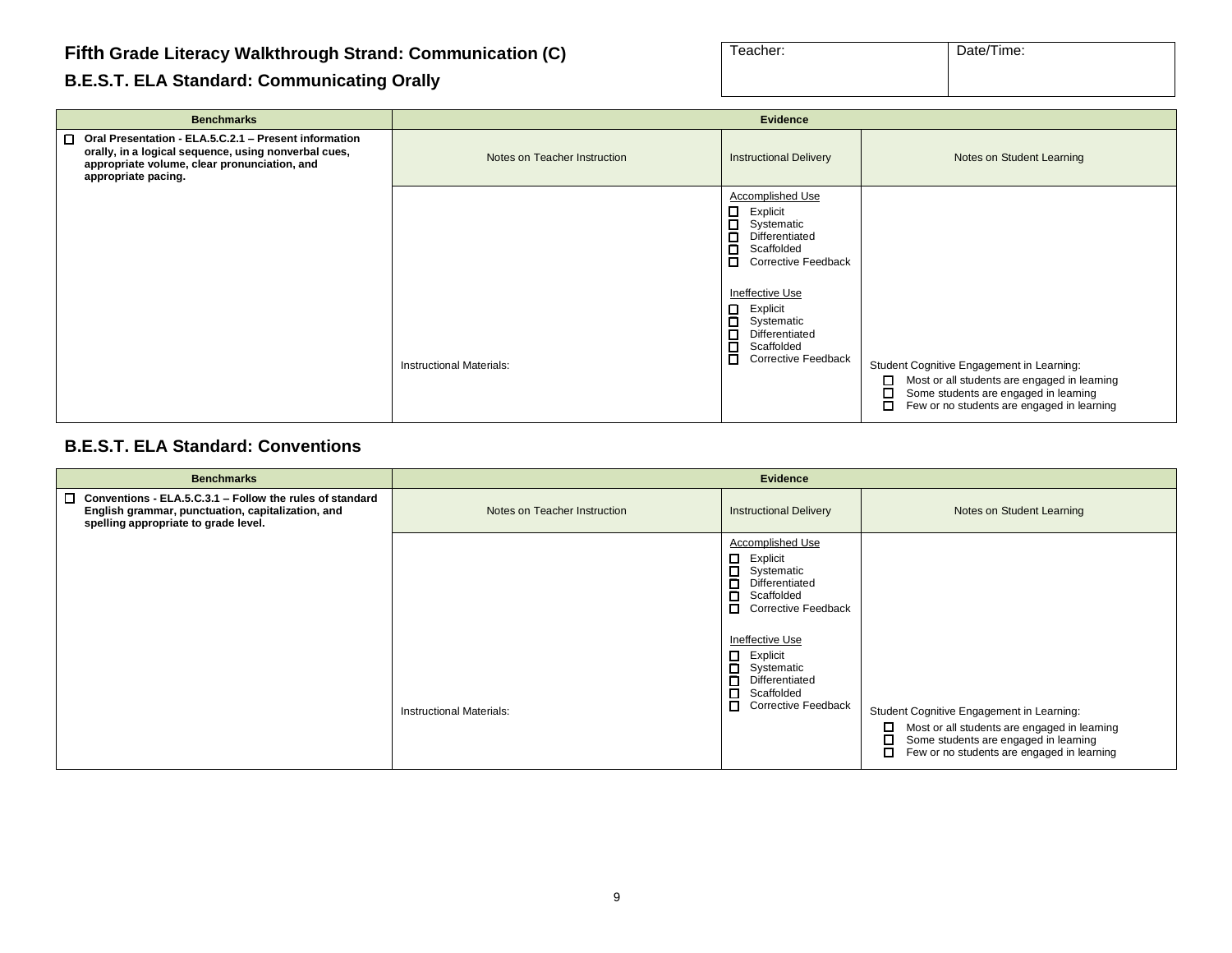## Fifth Grade Literacy Walkthrough Strand: Communication (C)

### B.E.S.T. ELA Standard: Communicating Orally

| Teacher: | Date/Time: |
|---|---|
| | |

| Benchmarks | Evidence | | |
|---|---|---|---|
| ☐ **Oral Presentation - ELA.5.C.2.1 – Present information orally, in a logical sequence, using nonverbal cues, appropriate volume, clear pronunciation, and appropriate pacing.** | Notes on Teacher Instruction | Instructional Delivery | Notes on Student Learning |
| | Instructional Materials: | Accomplished Use<br>☐ Explicit<br>☐ Systematic<br>☐ Differentiated<br>☐ Scaffolded<br>☐ Corrective Feedback<br><br>Ineffective Use<br>☐ Explicit<br>☐ Systematic<br>☐ Differentiated<br>☐ Scaffolded<br>☐ Corrective Feedback | Student Cognitive Engagement in Learning:<br>☐ Most or all students are engaged in learning<br>☐ Some students are engaged in learning<br>☐ Few or no students are engaged in learning |

### B.E.S.T. ELA Standard: Conventions

| Benchmarks | Evidence | | |
|---|---|---|---|
| ☐ **Conventions - ELA.5.C.3.1 – Follow the rules of standard English grammar, punctuation, capitalization, and spelling appropriate to grade level.** | Notes on Teacher Instruction | Instructional Delivery | Notes on Student Learning |
| | Instructional Materials: | Accomplished Use<br>☐ Explicit<br>☐ Systematic<br>☐ Differentiated<br>☐ Scaffolded<br>☐ Corrective Feedback<br><br>Ineffective Use<br>☐ Explicit<br>☐ Systematic<br>☐ Differentiated<br>☐ Scaffolded<br>☐ Corrective Feedback | Student Cognitive Engagement in Learning:<br>☐ Most or all students are engaged in learning<br>☐ Some students are engaged in learning<br>☐ Few or no students are engaged in learning |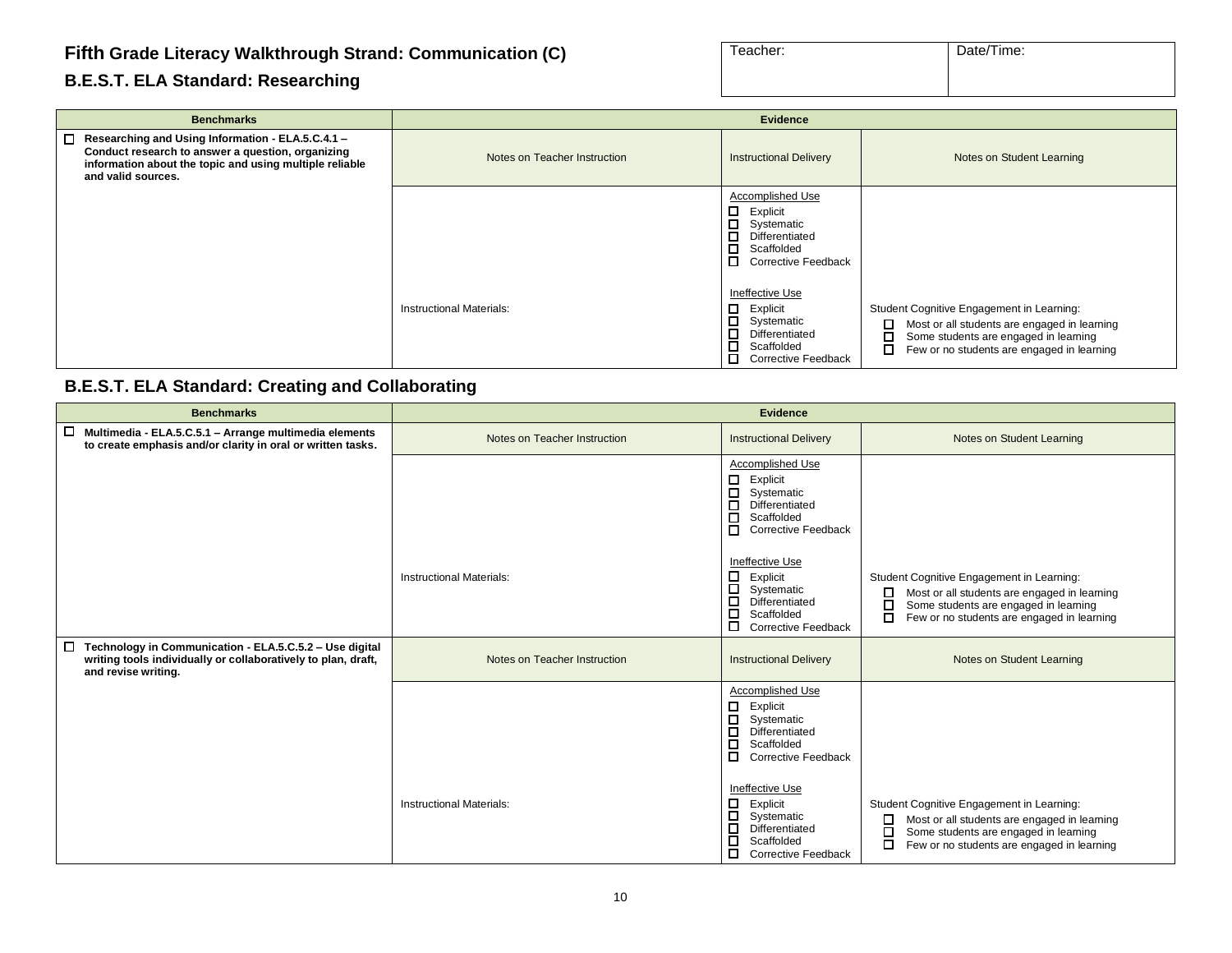# Fifth Grade Literacy Walkthrough Strand: Communication (C)

| Teacher: | Date/Time: |
|---|---|
| | |

## B.E.S.T. ELA Standard: Researching

| Benchmarks | Evidence | | |
|---|---|---|---|
| ☐ **Researching and Using Information - ELA.5.C.4.1 – Conduct research to answer a question, organizing information about the topic and using multiple reliable and valid sources.** | Notes on Teacher Instruction | Instructional Delivery | Notes on Student Learning |
| | Instructional Materials: | Accomplished Use<br>☐ Explicit<br>☐ Systematic<br>☐ Differentiated<br>☐ Scaffolded<br>☐ Corrective Feedback<br><br>Ineffective Use<br>☐ Explicit<br>☐ Systematic<br>☐ Differentiated<br>☐ Scaffolded<br>☐ Corrective Feedback | Student Cognitive Engagement in Learning:<br>☐ Most or all students are engaged in learning<br>☐ Some students are engaged in learning<br>☐ Few or no students are engaged in learning |

## B.E.S.T. ELA Standard: Creating and Collaborating

| Benchmarks | Evidence | | |
|---|---|---|---|
| ☐ **Multimedia - ELA.5.C.5.1 – Arrange multimedia elements to create emphasis and/or clarity in oral or written tasks.** | Notes on Teacher Instruction | Instructional Delivery | Notes on Student Learning |
| | Instructional Materials: | Accomplished Use<br>☐ Explicit<br>☐ Systematic<br>☐ Differentiated<br>☐ Scaffolded<br>☐ Corrective Feedback<br><br>Ineffective Use<br>☐ Explicit<br>☐ Systematic<br>☐ Differentiated<br>☐ Scaffolded<br>☐ Corrective Feedback | Student Cognitive Engagement in Learning:<br>☐ Most or all students are engaged in learning<br>☐ Some students are engaged in learning<br>☐ Few or no students are engaged in learning |
| ☐ **Technology in Communication - ELA.5.C.5.2 – Use digital writing tools individually or collaboratively to plan, draft, and revise writing.** | Notes on Teacher Instruction | Instructional Delivery | Notes on Student Learning |
| | Instructional Materials: | Accomplished Use<br>☐ Explicit<br>☐ Systematic<br>☐ Differentiated<br>☐ Scaffolded<br>☐ Corrective Feedback<br><br>Ineffective Use<br>☐ Explicit<br>☐ Systematic<br>☐ Differentiated<br>☐ Scaffolded<br>☐ Corrective Feedback | Student Cognitive Engagement in Learning:<br>☐ Most or all students are engaged in learning<br>☐ Some students are engaged in learning<br>☐ Few or no students are engaged in learning |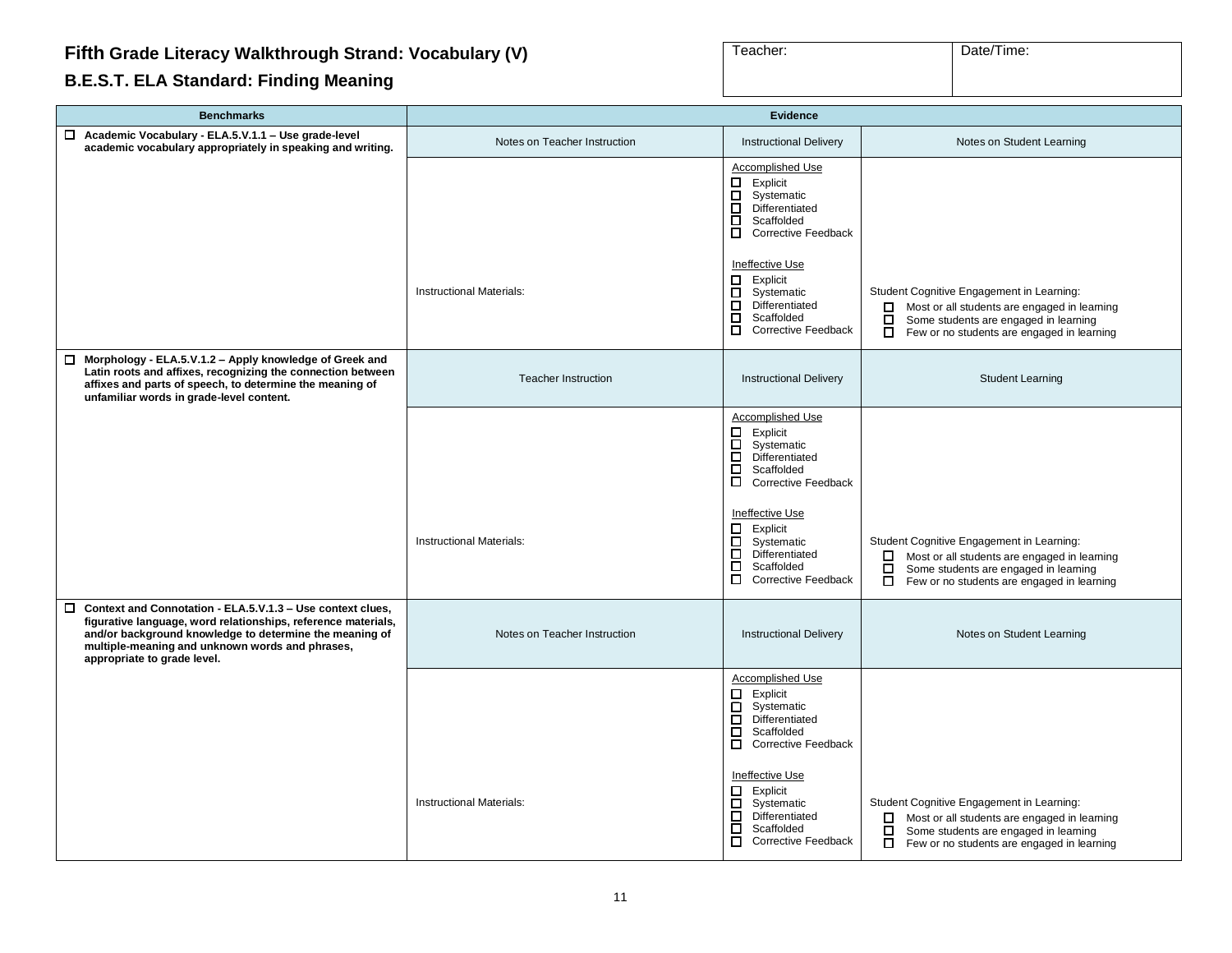# Fifth Grade Literacy Walkthrough Strand: Vocabulary (V)

## B.E.S.T. ELA Standard: Finding Meaning

| Teacher: | Date/Time: |
| --- | --- |
| | |

| Benchmarks | Evidence | | |
| --- | --- | --- | --- |
| ☐ **Academic Vocabulary - ELA.5.V.1.1 – Use grade-level academic vocabulary appropriately in speaking and writing.** | Notes on Teacher Instruction | Instructional Delivery | Notes on Student Learning |
| | Instructional Materials: | Accomplished Use<br>☐ Explicit<br>☐ Systematic<br>☐ Differentiated<br>☐ Scaffolded<br>☐ Corrective Feedback<br><br>Ineffective Use<br>☐ Explicit<br>☐ Systematic<br>☐ Differentiated<br>☐ Scaffolded<br>☐ Corrective Feedback | Student Cognitive Engagement in Learning:<br>☐ Most or all students are engaged in learning<br>☐ Some students are engaged in learning<br>☐ Few or no students are engaged in learning |
| ☐ **Morphology - ELA.5.V.1.2 – Apply knowledge of Greek and Latin roots and affixes, recognizing the connection between affixes and parts of speech, to determine the meaning of unfamiliar words in grade-level content.** | Teacher Instruction | Instructional Delivery | Student Learning |
| | Instructional Materials: | Accomplished Use<br>☐ Explicit<br>☐ Systematic<br>☐ Differentiated<br>☐ Scaffolded<br>☐ Corrective Feedback<br><br>Ineffective Use<br>☐ Explicit<br>☐ Systematic<br>☐ Differentiated<br>☐ Scaffolded<br>☐ Corrective Feedback | Student Cognitive Engagement in Learning:<br>☐ Most or all students are engaged in learning<br>☐ Some students are engaged in learning<br>☐ Few or no students are engaged in learning |
| ☐ **Context and Connotation - ELA.5.V.1.3 – Use context clues, figurative language, word relationships, reference materials, and/or background knowledge to determine the meaning of multiple-meaning and unknown words and phrases, appropriate to grade level.** | Notes on Teacher Instruction | Instructional Delivery | Notes on Student Learning |
| | Instructional Materials: | Accomplished Use<br>☐ Explicit<br>☐ Systematic<br>☐ Differentiated<br>☐ Scaffolded<br>☐ Corrective Feedback<br><br>Ineffective Use<br>☐ Explicit<br>☐ Systematic<br>☐ Differentiated<br>☐ Scaffolded<br>☐ Corrective Feedback | Student Cognitive Engagement in Learning:<br>☐ Most or all students are engaged in learning<br>☐ Some students are engaged in learning<br>☐ Few or no students are engaged in learning |